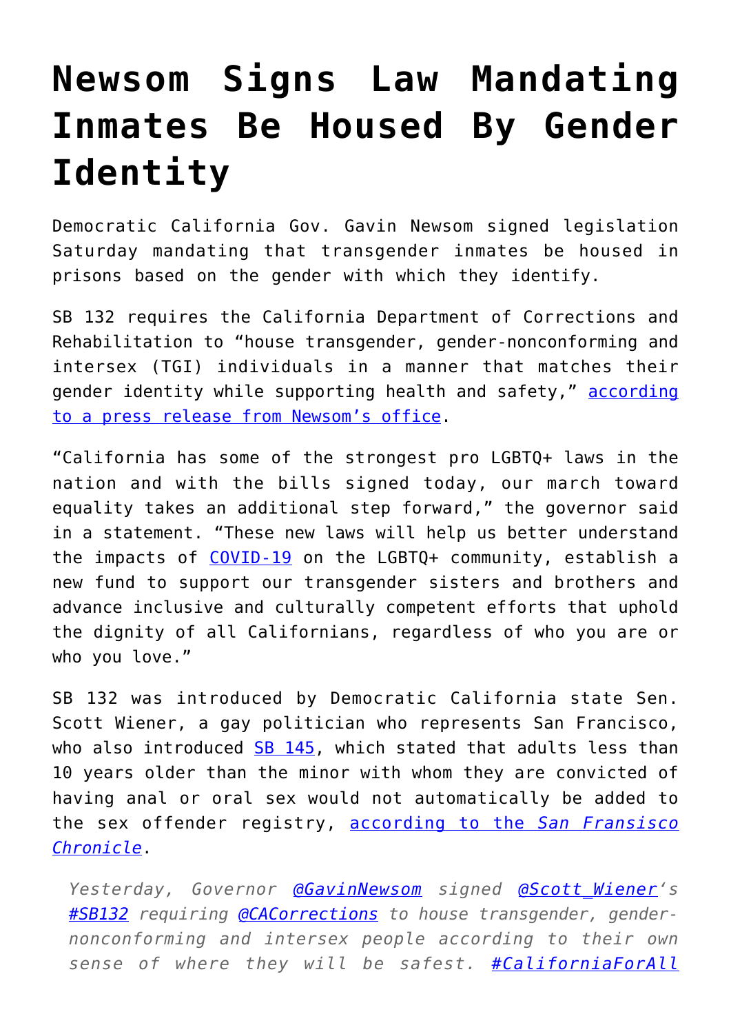# Newsom Signs Law Mandating Inmates Be Housed By Gender Identity

Democratic California Gov. Gavin Newsom signed legislation Saturday mandating that transgender inmates be housed in prisons based on the gender with which they identify.

SB 132 requires the California Department of Corrections and Rehabilitation to "house transgender, gender-nonconforming and intersex (TGI) individuals in a manner that matches their gender identity while supporting health and safety," [according to a press release from Newsom's office](#).

"California has some of the strongest pro LGBTQ+ laws in the nation and with the bills signed today, our march toward equality takes an additional step forward," the governor said in a statement. "These new laws will help us better understand the impacts of [COVID-19](#) on the LGBTQ+ community, establish a new fund to support our transgender sisters and brothers and advance inclusive and culturally competent efforts that uphold the dignity of all Californians, regardless of who you are or who you love."

SB 132 was introduced by Democratic California state Sen. Scott Wiener, a gay politician who represents San Francisco, who also introduced [SB 145](#), which stated that adults less than 10 years older than the minor with whom they are convicted of having anal or oral sex would not automatically be added to the sex offender registry, [according to the *San Fransisco Chronicle*](#).

> *Yesterday, Governor [@GavinNewsom](#) signed [@Scott_Wiener](#)'s [#SB132](#) requiring [@CACorrections](#) to house transgender, gender-nonconforming and intersex people according to their own sense of where they will be safest. [#CaliforniaForAll](#)*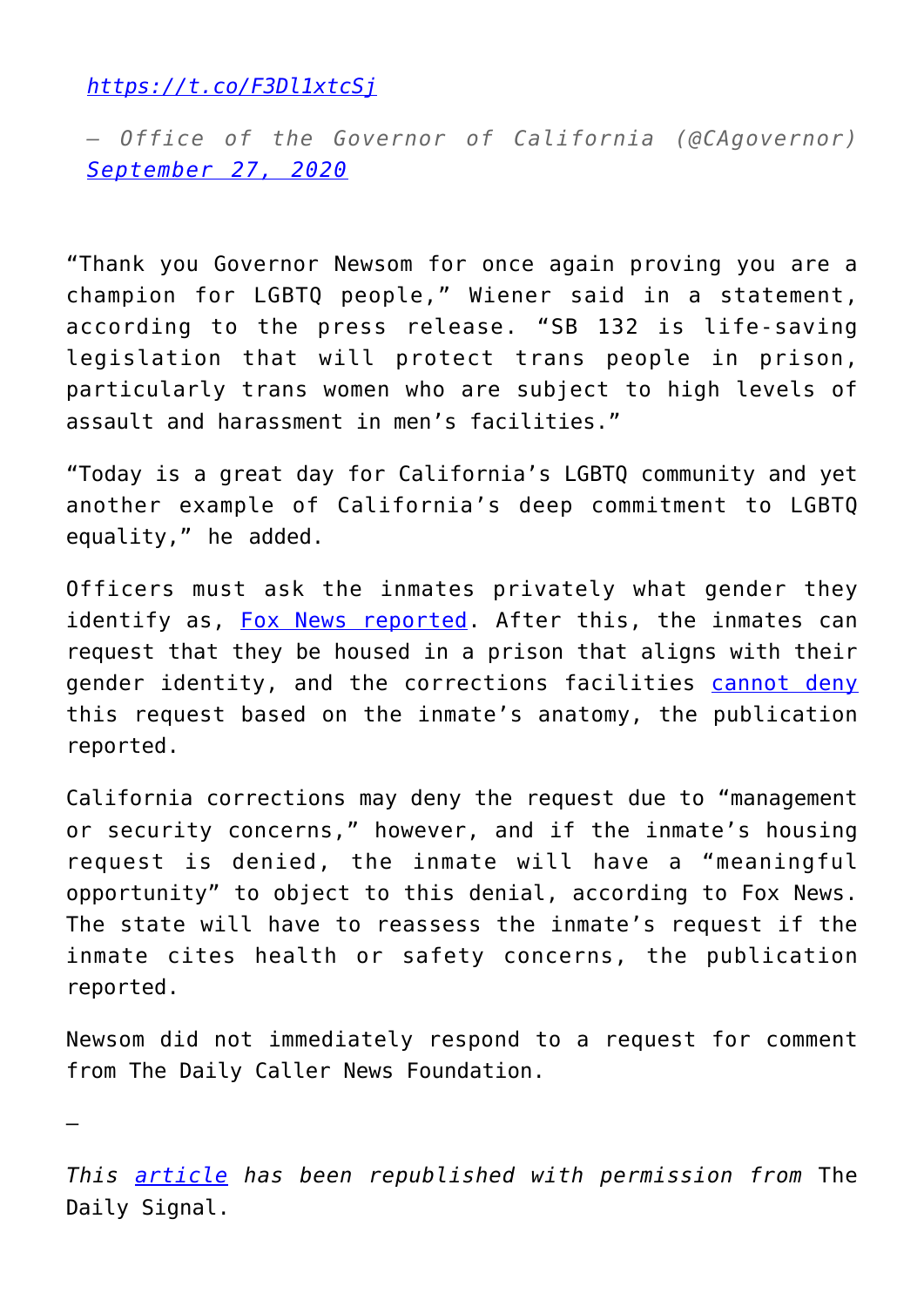[https://t.co/F3Dl1xtcSj](https://t.co/F3Dl1xtcSj)

*— Office of the Governor of California (@CAgovernor) [September 27, 2020](#)*

"Thank you Governor Newsom for once again proving you are a champion for LGBTQ people," Wiener said in a statement, according to the press release. "SB 132 is life-saving legislation that will protect trans people in prison, particularly trans women who are subject to high levels of assault and harassment in men's facilities."

"Today is a great day for California's LGBTQ community and yet another example of California's deep commitment to LGBTQ equality," he added.

Officers must ask the inmates privately what gender they identify as, [Fox News reported](#). After this, the inmates can request that they be housed in a prison that aligns with their gender identity, and the corrections facilities [cannot deny](#) this request based on the inmate's anatomy, the publication reported.

California corrections may deny the request due to "management or security concerns," however, and if the inmate's housing request is denied, the inmate will have a "meaningful opportunity" to object to this denial, according to Fox News. The state will have to reassess the inmate's request if the inmate cites health or safety concerns, the publication reported.

Newsom did not immediately respond to a request for comment from The Daily Caller News Foundation.

—

*This [article](#) has been republished with permission from* The Daily Signal.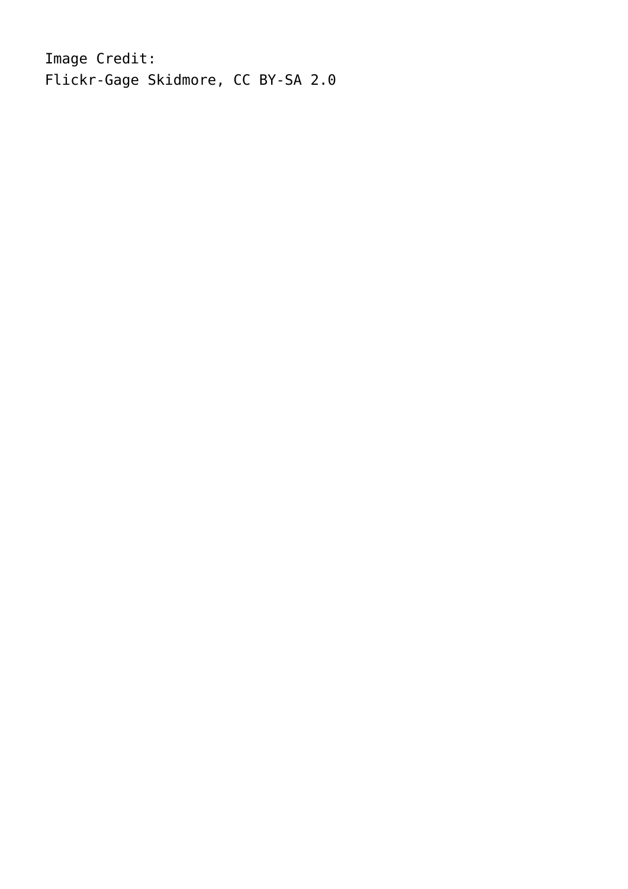Image Credit:
Flickr-Gage Skidmore, CC BY-SA 2.0